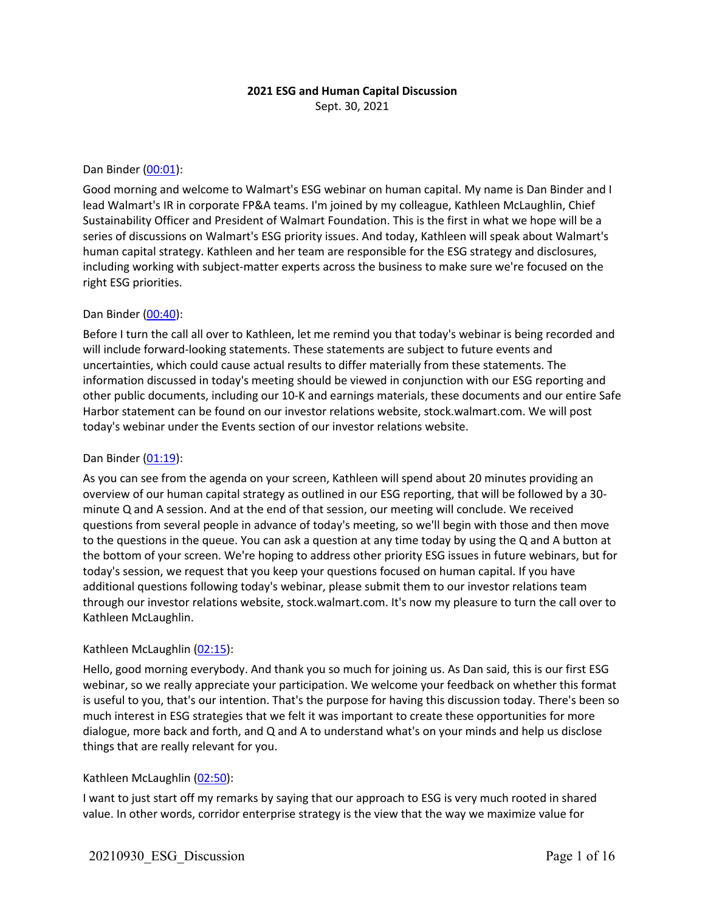**2021 ESG and Human Capital Discussion**

Sept. 30, 2021

Dan Binder (00:01):

Good morning and welcome to Walmart's ESG webinar on human capital. My name is Dan Binder and I lead Walmart's IR in corporate FP&A teams. I'm joined by my colleague, Kathleen McLaughlin, Chief Sustainability Officer and President of Walmart Foundation. This is the first in what we hope will be a series of discussions on Walmart's ESG priority issues. And today, Kathleen will speak about Walmart's human capital strategy. Kathleen and her team are responsible for the ESG strategy and disclosures, including working with subject-matter experts across the business to make sure we're focused on the right ESG priorities.

Dan Binder (00:40):

Before I turn the call all over to Kathleen, let me remind you that today's webinar is being recorded and will include forward-looking statements. These statements are subject to future events and uncertainties, which could cause actual results to differ materially from these statements. The information discussed in today's meeting should be viewed in conjunction with our ESG reporting and other public documents, including our 10-K and earnings materials, these documents and our entire Safe Harbor statement can be found on our investor relations website, stock.walmart.com. We will post today's webinar under the Events section of our investor relations website.

Dan Binder (01:19):

As you can see from the agenda on your screen, Kathleen will spend about 20 minutes providing an overview of our human capital strategy as outlined in our ESG reporting, that will be followed by a 30-minute Q and A session. And at the end of that session, our meeting will conclude. We received questions from several people in advance of today's meeting, so we'll begin with those and then move to the questions in the queue. You can ask a question at any time today by using the Q and A button at the bottom of your screen. We're hoping to address other priority ESG issues in future webinars, but for today's session, we request that you keep your questions focused on human capital. If you have additional questions following today's webinar, please submit them to our investor relations team through our investor relations website, stock.walmart.com. It's now my pleasure to turn the call over to Kathleen McLaughlin.

Kathleen McLaughlin (02:15):

Hello, good morning everybody. And thank you so much for joining us. As Dan said, this is our first ESG webinar, so we really appreciate your participation. We welcome your feedback on whether this format is useful to you, that's our intention. That's the purpose for having this discussion today. There's been so much interest in ESG strategies that we felt it was important to create these opportunities for more dialogue, more back and forth, and Q and A to understand what's on your minds and help us disclose things that are really relevant for you.

Kathleen McLaughlin (02:50):

I want to just start off my remarks by saying that our approach to ESG is very much rooted in shared value. In other words, corridor enterprise strategy is the view that the way we maximize value for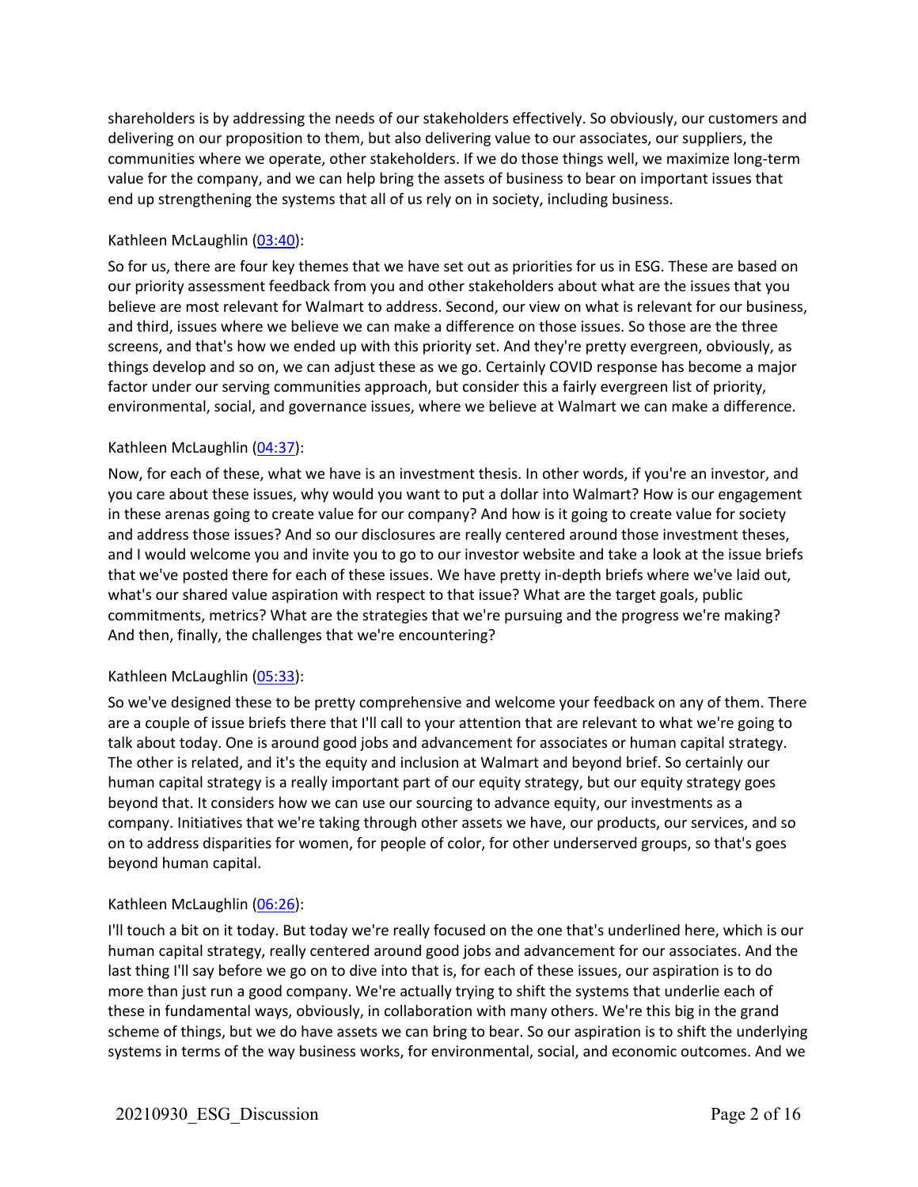shareholders is by addressing the needs of our stakeholders effectively. So obviously, our customers and delivering on our proposition to them, but also delivering value to our associates, our suppliers, the communities where we operate, other stakeholders. If we do those things well, we maximize long-term value for the company, and we can help bring the assets of business to bear on important issues that end up strengthening the systems that all of us rely on in society, including business.

Kathleen McLaughlin ([03:40]):

So for us, there are four key themes that we have set out as priorities for us in ESG. These are based on our priority assessment feedback from you and other stakeholders about what are the issues that you believe are most relevant for Walmart to address. Second, our view on what is relevant for our business, and third, issues where we believe we can make a difference on those issues. So those are the three screens, and that's how we ended up with this priority set. And they're pretty evergreen, obviously, as things develop and so on, we can adjust these as we go. Certainly COVID response has become a major factor under our serving communities approach, but consider this a fairly evergreen list of priority, environmental, social, and governance issues, where we believe at Walmart we can make a difference.

Kathleen McLaughlin ([04:37]):

Now, for each of these, what we have is an investment thesis. In other words, if you're an investor, and you care about these issues, why would you want to put a dollar into Walmart? How is our engagement in these arenas going to create value for our company? And how is it going to create value for society and address those issues? And so our disclosures are really centered around those investment theses, and I would welcome you and invite you to go to our investor website and take a look at the issue briefs that we've posted there for each of these issues. We have pretty in-depth briefs where we've laid out, what's our shared value aspiration with respect to that issue? What are the target goals, public commitments, metrics? What are the strategies that we're pursuing and the progress we're making? And then, finally, the challenges that we're encountering?

Kathleen McLaughlin ([05:33]):

So we've designed these to be pretty comprehensive and welcome your feedback on any of them. There are a couple of issue briefs there that I'll call to your attention that are relevant to what we're going to talk about today. One is around good jobs and advancement for associates or human capital strategy. The other is related, and it's the equity and inclusion at Walmart and beyond brief. So certainly our human capital strategy is a really important part of our equity strategy, but our equity strategy goes beyond that. It considers how we can use our sourcing to advance equity, our investments as a company. Initiatives that we're taking through other assets we have, our products, our services, and so on to address disparities for women, for people of color, for other underserved groups, so that's goes beyond human capital.

Kathleen McLaughlin ([06:26]):

I'll touch a bit on it today. But today we're really focused on the one that's underlined here, which is our human capital strategy, really centered around good jobs and advancement for our associates. And the last thing I'll say before we go on to dive into that is, for each of these issues, our aspiration is to do more than just run a good company. We're actually trying to shift the systems that underlie each of these in fundamental ways, obviously, in collaboration with many others. We're this big in the grand scheme of things, but we do have assets we can bring to bear. So our aspiration is to shift the underlying systems in terms of the way business works, for environmental, social, and economic outcomes. And we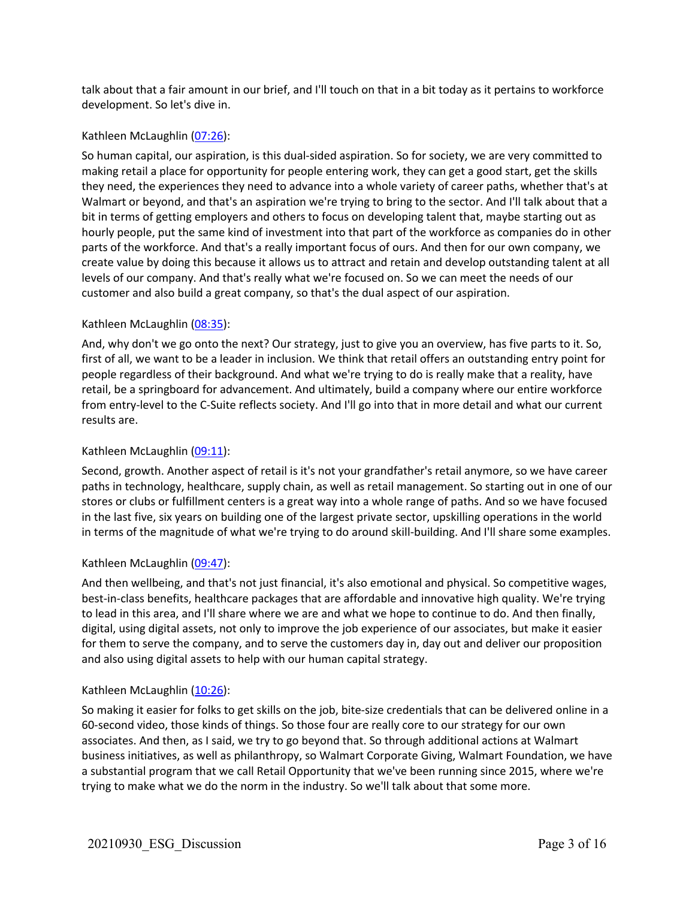talk about that a fair amount in our brief, and I'll touch on that in a bit today as it pertains to workforce development. So let's dive in.

Kathleen McLaughlin (07:26):

So human capital, our aspiration, is this dual-sided aspiration. So for society, we are very committed to making retail a place for opportunity for people entering work, they can get a good start, get the skills they need, the experiences they need to advance into a whole variety of career paths, whether that's at Walmart or beyond, and that's an aspiration we're trying to bring to the sector. And I'll talk about that a bit in terms of getting employers and others to focus on developing talent that, maybe starting out as hourly people, put the same kind of investment into that part of the workforce as companies do in other parts of the workforce. And that's a really important focus of ours. And then for our own company, we create value by doing this because it allows us to attract and retain and develop outstanding talent at all levels of our company. And that's really what we're focused on. So we can meet the needs of our customer and also build a great company, so that's the dual aspect of our aspiration.

Kathleen McLaughlin (08:35):

And, why don't we go onto the next? Our strategy, just to give you an overview, has five parts to it. So, first of all, we want to be a leader in inclusion. We think that retail offers an outstanding entry point for people regardless of their background. And what we're trying to do is really make that a reality, have retail, be a springboard for advancement. And ultimately, build a company where our entire workforce from entry-level to the C-Suite reflects society. And I'll go into that in more detail and what our current results are.

Kathleen McLaughlin (09:11):

Second, growth. Another aspect of retail is it's not your grandfather's retail anymore, so we have career paths in technology, healthcare, supply chain, as well as retail management. So starting out in one of our stores or clubs or fulfillment centers is a great way into a whole range of paths. And so we have focused in the last five, six years on building one of the largest private sector, upskilling operations in the world in terms of the magnitude of what we're trying to do around skill-building. And I'll share some examples.

Kathleen McLaughlin (09:47):

And then wellbeing, and that's not just financial, it's also emotional and physical. So competitive wages, best-in-class benefits, healthcare packages that are affordable and innovative high quality. We're trying to lead in this area, and I'll share where we are and what we hope to continue to do. And then finally, digital, using digital assets, not only to improve the job experience of our associates, but make it easier for them to serve the company, and to serve the customers day in, day out and deliver our proposition and also using digital assets to help with our human capital strategy.

Kathleen McLaughlin (10:26):

So making it easier for folks to get skills on the job, bite-size credentials that can be delivered online in a 60-second video, those kinds of things. So those four are really core to our strategy for our own associates. And then, as I said, we try to go beyond that. So through additional actions at Walmart business initiatives, as well as philanthropy, so Walmart Corporate Giving, Walmart Foundation, we have a substantial program that we call Retail Opportunity that we've been running since 2015, where we're trying to make what we do the norm in the industry. So we'll talk about that some more.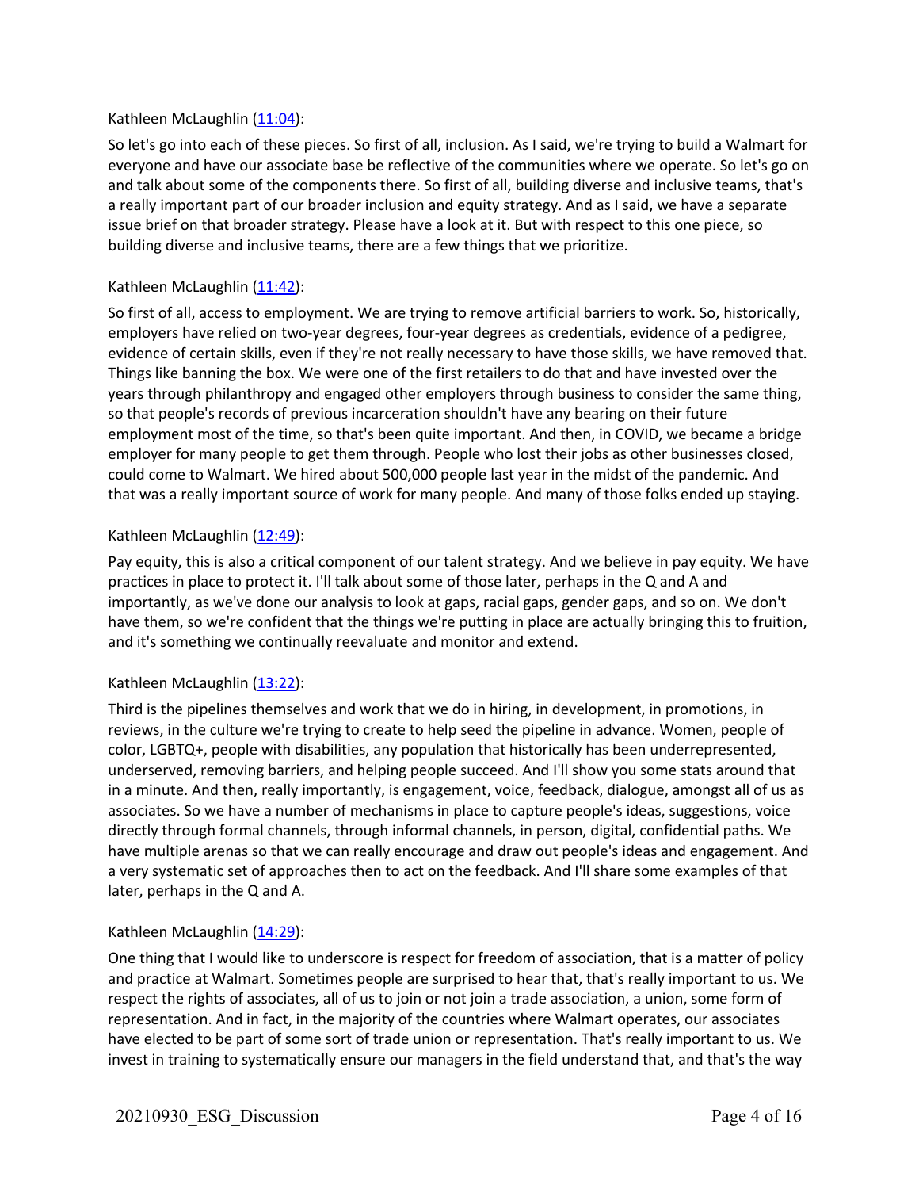Kathleen McLaughlin ([11:04](#)):

So let's go into each of these pieces. So first of all, inclusion. As I said, we're trying to build a Walmart for everyone and have our associate base be reflective of the communities where we operate. So let's go on and talk about some of the components there. So first of all, building diverse and inclusive teams, that's a really important part of our broader inclusion and equity strategy. And as I said, we have a separate issue brief on that broader strategy. Please have a look at it. But with respect to this one piece, so building diverse and inclusive teams, there are a few things that we prioritize.

Kathleen McLaughlin ([11:42](#)):

So first of all, access to employment. We are trying to remove artificial barriers to work. So, historically, employers have relied on two-year degrees, four-year degrees as credentials, evidence of a pedigree, evidence of certain skills, even if they're not really necessary to have those skills, we have removed that. Things like banning the box. We were one of the first retailers to do that and have invested over the years through philanthropy and engaged other employers through business to consider the same thing, so that people's records of previous incarceration shouldn't have any bearing on their future employment most of the time, so that's been quite important. And then, in COVID, we became a bridge employer for many people to get them through. People who lost their jobs as other businesses closed, could come to Walmart. We hired about 500,000 people last year in the midst of the pandemic. And that was a really important source of work for many people. And many of those folks ended up staying.

Kathleen McLaughlin ([12:49](#)):

Pay equity, this is also a critical component of our talent strategy. And we believe in pay equity. We have practices in place to protect it. I'll talk about some of those later, perhaps in the Q and A and importantly, as we've done our analysis to look at gaps, racial gaps, gender gaps, and so on. We don't have them, so we're confident that the things we're putting in place are actually bringing this to fruition, and it's something we continually reevaluate and monitor and extend.

Kathleen McLaughlin ([13:22](#)):

Third is the pipelines themselves and work that we do in hiring, in development, in promotions, in reviews, in the culture we're trying to create to help seed the pipeline in advance. Women, people of color, LGBTQ+, people with disabilities, any population that historically has been underrepresented, underserved, removing barriers, and helping people succeed. And I'll show you some stats around that in a minute. And then, really importantly, is engagement, voice, feedback, dialogue, amongst all of us as associates. So we have a number of mechanisms in place to capture people's ideas, suggestions, voice directly through formal channels, through informal channels, in person, digital, confidential paths. We have multiple arenas so that we can really encourage and draw out people's ideas and engagement. And a very systematic set of approaches then to act on the feedback. And I'll share some examples of that later, perhaps in the Q and A.

Kathleen McLaughlin ([14:29](#)):

One thing that I would like to underscore is respect for freedom of association, that is a matter of policy and practice at Walmart. Sometimes people are surprised to hear that, that's really important to us. We respect the rights of associates, all of us to join or not join a trade association, a union, some form of representation. And in fact, in the majority of the countries where Walmart operates, our associates have elected to be part of some sort of trade union or representation. That's really important to us. We invest in training to systematically ensure our managers in the field understand that, and that's the way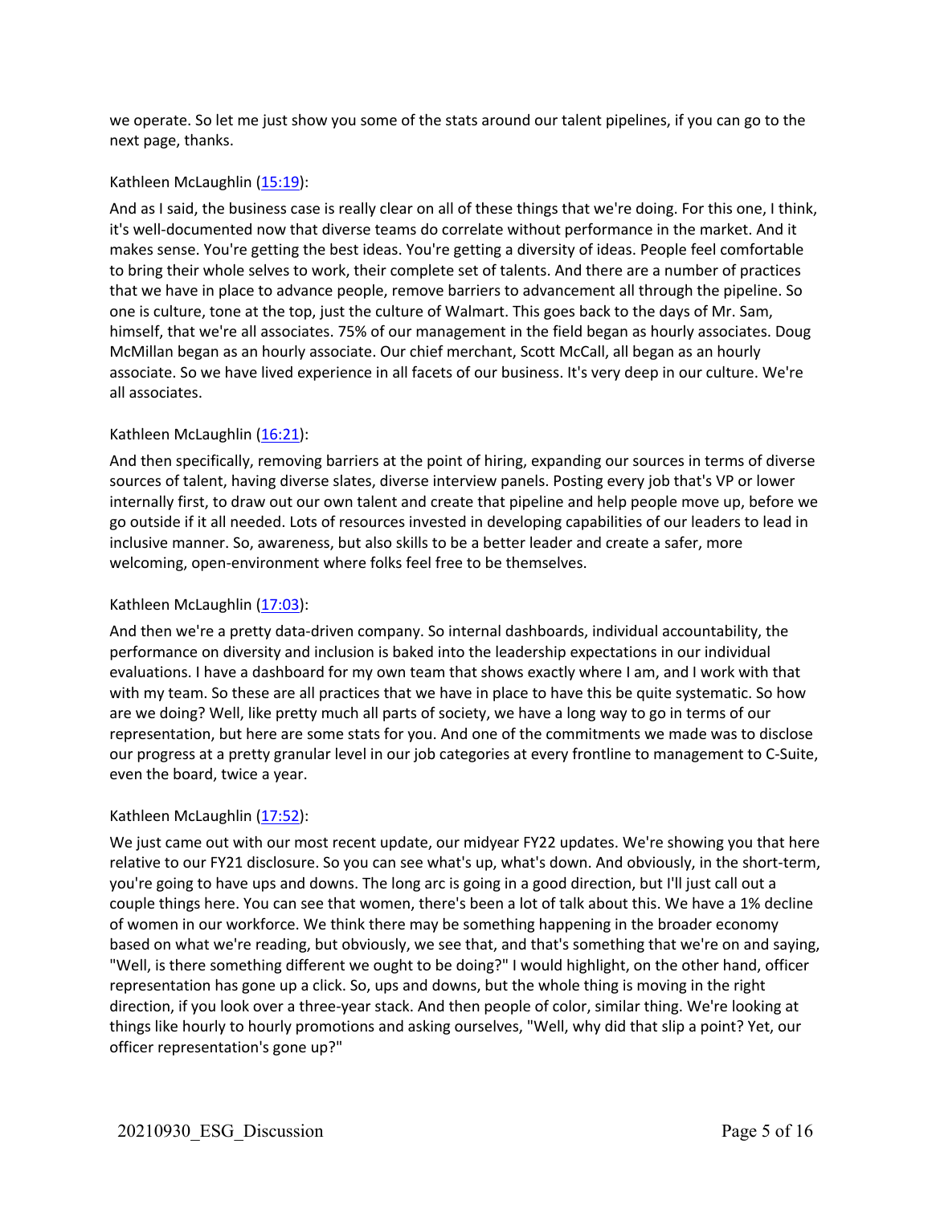we operate. So let me just show you some of the stats around our talent pipelines, if you can go to the next page, thanks.

Kathleen McLaughlin ([15:19]):

And as I said, the business case is really clear on all of these things that we're doing. For this one, I think, it's well-documented now that diverse teams do correlate without performance in the market. And it makes sense. You're getting the best ideas. You're getting a diversity of ideas. People feel comfortable to bring their whole selves to work, their complete set of talents. And there are a number of practices that we have in place to advance people, remove barriers to advancement all through the pipeline. So one is culture, tone at the top, just the culture of Walmart. This goes back to the days of Mr. Sam, himself, that we're all associates. 75% of our management in the field began as hourly associates. Doug McMillan began as an hourly associate. Our chief merchant, Scott McCall, all began as an hourly associate. So we have lived experience in all facets of our business. It's very deep in our culture. We're all associates.

Kathleen McLaughlin ([16:21]):

And then specifically, removing barriers at the point of hiring, expanding our sources in terms of diverse sources of talent, having diverse slates, diverse interview panels. Posting every job that's VP or lower internally first, to draw out our own talent and create that pipeline and help people move up, before we go outside if it all needed. Lots of resources invested in developing capabilities of our leaders to lead in inclusive manner. So, awareness, but also skills to be a better leader and create a safer, more welcoming, open-environment where folks feel free to be themselves.

Kathleen McLaughlin ([17:03]):

And then we're a pretty data-driven company. So internal dashboards, individual accountability, the performance on diversity and inclusion is baked into the leadership expectations in our individual evaluations. I have a dashboard for my own team that shows exactly where I am, and I work with that with my team. So these are all practices that we have in place to have this be quite systematic. So how are we doing? Well, like pretty much all parts of society, we have a long way to go in terms of our representation, but here are some stats for you. And one of the commitments we made was to disclose our progress at a pretty granular level in our job categories at every frontline to management to C-Suite, even the board, twice a year.

Kathleen McLaughlin ([17:52]):

We just came out with our most recent update, our midyear FY22 updates. We're showing you that here relative to our FY21 disclosure. So you can see what's up, what's down. And obviously, in the short-term, you're going to have ups and downs. The long arc is going in a good direction, but I'll just call out a couple things here. You can see that women, there's been a lot of talk about this. We have a 1% decline of women in our workforce. We think there may be something happening in the broader economy based on what we're reading, but obviously, we see that, and that's something that we're on and saying, "Well, is there something different we ought to be doing?" I would highlight, on the other hand, officer representation has gone up a click. So, ups and downs, but the whole thing is moving in the right direction, if you look over a three-year stack. And then people of color, similar thing. We're looking at things like hourly to hourly promotions and asking ourselves, "Well, why did that slip a point? Yet, our officer representation's gone up?"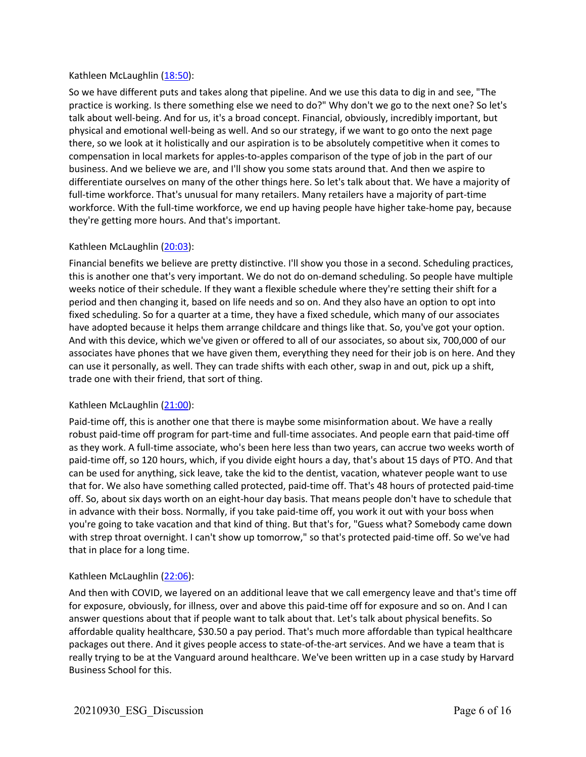Kathleen McLaughlin ([18:50](#)):

So we have different puts and takes along that pipeline. And we use this data to dig in and see, "The practice is working. Is there something else we need to do?" Why don't we go to the next one? So let's talk about well-being. And for us, it's a broad concept. Financial, obviously, incredibly important, but physical and emotional well-being as well. And so our strategy, if we want to go onto the next page there, so we look at it holistically and our aspiration is to be absolutely competitive when it comes to compensation in local markets for apples-to-apples comparison of the type of job in the part of our business. And we believe we are, and I'll show you some stats around that. And then we aspire to differentiate ourselves on many of the other things here. So let's talk about that. We have a majority of full-time workforce. That's unusual for many retailers. Many retailers have a majority of part-time workforce. With the full-time workforce, we end up having people have higher take-home pay, because they're getting more hours. And that's important.

Kathleen McLaughlin ([20:03](#)):

Financial benefits we believe are pretty distinctive. I'll show you those in a second. Scheduling practices, this is another one that's very important. We do not do on-demand scheduling. So people have multiple weeks notice of their schedule. If they want a flexible schedule where they're setting their shift for a period and then changing it, based on life needs and so on. And they also have an option to opt into fixed scheduling. So for a quarter at a time, they have a fixed schedule, which many of our associates have adopted because it helps them arrange childcare and things like that. So, you've got your option. And with this device, which we've given or offered to all of our associates, so about six, 700,000 of our associates have phones that we have given them, everything they need for their job is on here. And they can use it personally, as well. They can trade shifts with each other, swap in and out, pick up a shift, trade one with their friend, that sort of thing.

Kathleen McLaughlin ([21:00](#)):

Paid-time off, this is another one that there is maybe some misinformation about. We have a really robust paid-time off program for part-time and full-time associates. And people earn that paid-time off as they work. A full-time associate, who's been here less than two years, can accrue two weeks worth of paid-time off, so 120 hours, which, if you divide eight hours a day, that's about 15 days of PTO. And that can be used for anything, sick leave, take the kid to the dentist, vacation, whatever people want to use that for. We also have something called protected, paid-time off. That's 48 hours of protected paid-time off. So, about six days worth on an eight-hour day basis. That means people don't have to schedule that in advance with their boss. Normally, if you take paid-time off, you work it out with your boss when you're going to take vacation and that kind of thing. But that's for, "Guess what? Somebody came down with strep throat overnight. I can't show up tomorrow," so that's protected paid-time off. So we've had that in place for a long time.

Kathleen McLaughlin ([22:06](#)):

And then with COVID, we layered on an additional leave that we call emergency leave and that's time off for exposure, obviously, for illness, over and above this paid-time off for exposure and so on. And I can answer questions about that if people want to talk about that. Let's talk about physical benefits. So affordable quality healthcare, $30.50 a pay period. That's much more affordable than typical healthcare packages out there. And it gives people access to state-of-the-art services. And we have a team that is really trying to be at the Vanguard around healthcare. We've been written up in a case study by Harvard Business School for this.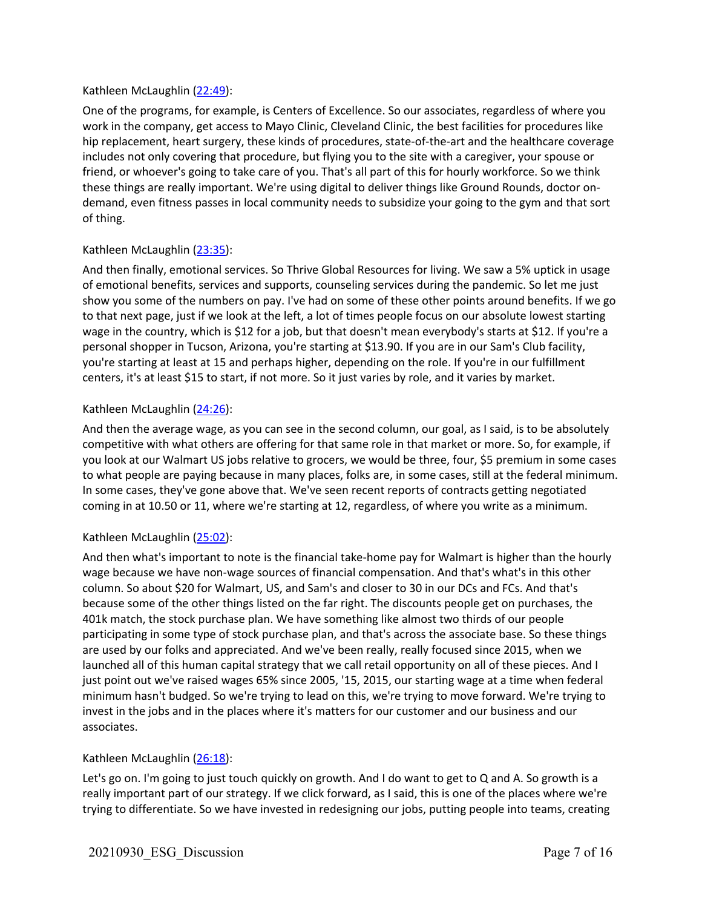Kathleen McLaughlin ([22:49](#)):

One of the programs, for example, is Centers of Excellence. So our associates, regardless of where you work in the company, get access to Mayo Clinic, Cleveland Clinic, the best facilities for procedures like hip replacement, heart surgery, these kinds of procedures, state-of-the-art and the healthcare coverage includes not only covering that procedure, but flying you to the site with a caregiver, your spouse or friend, or whoever's going to take care of you. That's all part of this for hourly workforce. So we think these things are really important. We're using digital to deliver things like Ground Rounds, doctor on-demand, even fitness passes in local community needs to subsidize your going to the gym and that sort of thing.

Kathleen McLaughlin ([23:35](#)):

And then finally, emotional services. So Thrive Global Resources for living. We saw a 5% uptick in usage of emotional benefits, services and supports, counseling services during the pandemic. So let me just show you some of the numbers on pay. I've had on some of these other points around benefits. If we go to that next page, just if we look at the left, a lot of times people focus on our absolute lowest starting wage in the country, which is $12 for a job, but that doesn't mean everybody's starts at $12. If you're a personal shopper in Tucson, Arizona, you're starting at $13.90. If you are in our Sam's Club facility, you're starting at least at 15 and perhaps higher, depending on the role. If you're in our fulfillment centers, it's at least $15 to start, if not more. So it just varies by role, and it varies by market.

Kathleen McLaughlin ([24:26](#)):

And then the average wage, as you can see in the second column, our goal, as I said, is to be absolutely competitive with what others are offering for that same role in that market or more. So, for example, if you look at our Walmart US jobs relative to grocers, we would be three, four, $5 premium in some cases to what people are paying because in many places, folks are, in some cases, still at the federal minimum. In some cases, they've gone above that. We've seen recent reports of contracts getting negotiated coming in at 10.50 or 11, where we're starting at 12, regardless, of where you write as a minimum.

Kathleen McLaughlin ([25:02](#)):

And then what's important to note is the financial take-home pay for Walmart is higher than the hourly wage because we have non-wage sources of financial compensation. And that's what's in this other column. So about $20 for Walmart, US, and Sam's and closer to 30 in our DCs and FCs. And that's because some of the other things listed on the far right. The discounts people get on purchases, the 401k match, the stock purchase plan. We have something like almost two thirds of our people participating in some type of stock purchase plan, and that's across the associate base. So these things are used by our folks and appreciated. And we've been really, really focused since 2015, when we launched all of this human capital strategy that we call retail opportunity on all of these pieces. And I just point out we've raised wages 65% since 2005, '15, 2015, our starting wage at a time when federal minimum hasn't budged. So we're trying to lead on this, we're trying to move forward. We're trying to invest in the jobs and in the places where it's matters for our customer and our business and our associates.

Kathleen McLaughlin ([26:18](#)):

Let's go on. I'm going to just touch quickly on growth. And I do want to get to Q and A. So growth is a really important part of our strategy. If we click forward, as I said, this is one of the places where we're trying to differentiate. So we have invested in redesigning our jobs, putting people into teams, creating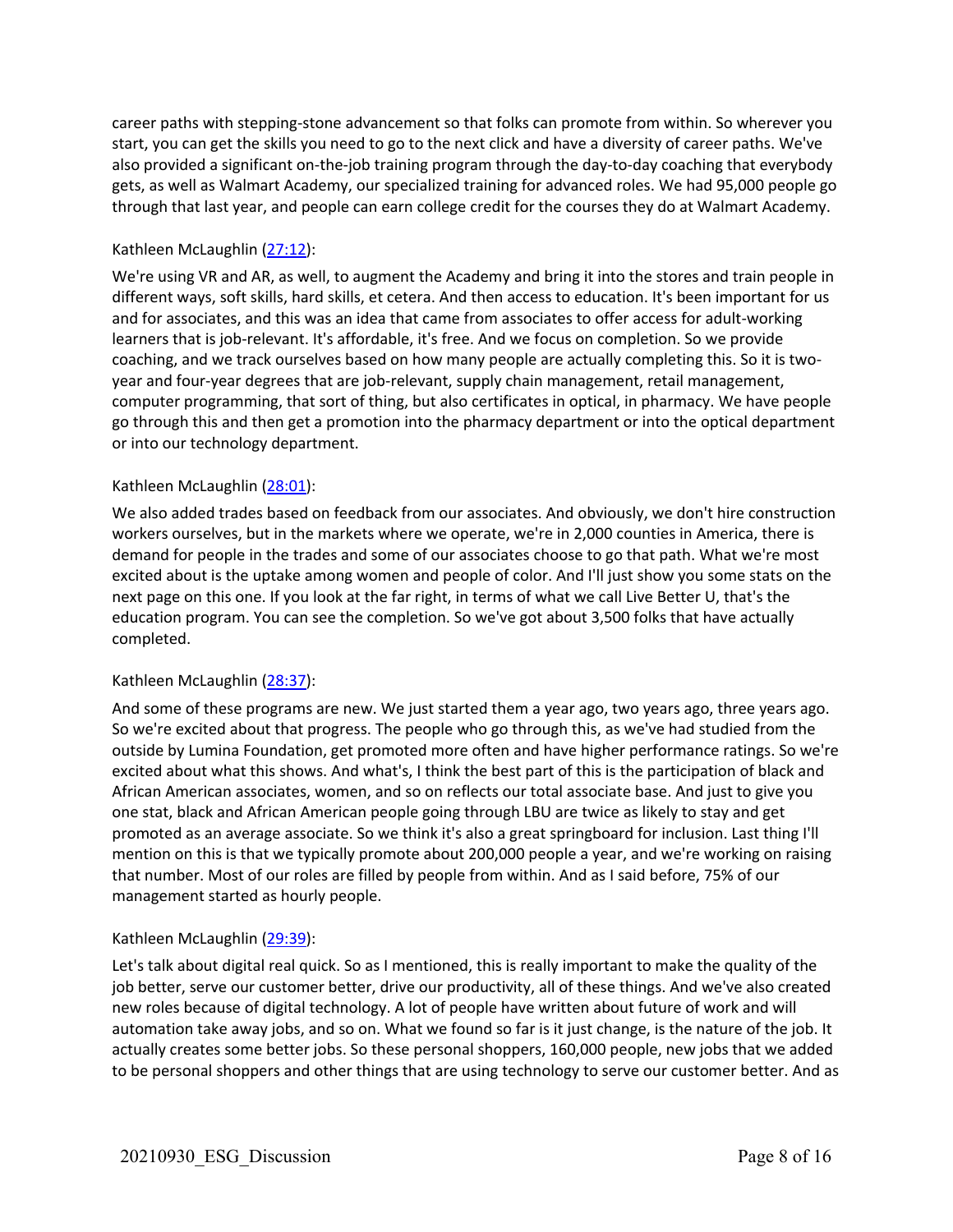career paths with stepping-stone advancement so that folks can promote from within. So wherever you start, you can get the skills you need to go to the next click and have a diversity of career paths. We've also provided a significant on-the-job training program through the day-to-day coaching that everybody gets, as well as Walmart Academy, our specialized training for advanced roles. We had 95,000 people go through that last year, and people can earn college credit for the courses they do at Walmart Academy.

Kathleen McLaughlin (27:12):

We're using VR and AR, as well, to augment the Academy and bring it into the stores and train people in different ways, soft skills, hard skills, et cetera. And then access to education. It's been important for us and for associates, and this was an idea that came from associates to offer access for adult-working learners that is job-relevant. It's affordable, it's free. And we focus on completion. So we provide coaching, and we track ourselves based on how many people are actually completing this. So it is two-year and four-year degrees that are job-relevant, supply chain management, retail management, computer programming, that sort of thing, but also certificates in optical, in pharmacy. We have people go through this and then get a promotion into the pharmacy department or into the optical department or into our technology department.

Kathleen McLaughlin (28:01):

We also added trades based on feedback from our associates. And obviously, we don't hire construction workers ourselves, but in the markets where we operate, we're in 2,000 counties in America, there is demand for people in the trades and some of our associates choose to go that path. What we're most excited about is the uptake among women and people of color. And I'll just show you some stats on the next page on this one. If you look at the far right, in terms of what we call Live Better U, that's the education program. You can see the completion. So we've got about 3,500 folks that have actually completed.

Kathleen McLaughlin (28:37):

And some of these programs are new. We just started them a year ago, two years ago, three years ago. So we're excited about that progress. The people who go through this, as we've had studied from the outside by Lumina Foundation, get promoted more often and have higher performance ratings. So we're excited about what this shows. And what's, I think the best part of this is the participation of black and African American associates, women, and so on reflects our total associate base. And just to give you one stat, black and African American people going through LBU are twice as likely to stay and get promoted as an average associate. So we think it's also a great springboard for inclusion. Last thing I'll mention on this is that we typically promote about 200,000 people a year, and we're working on raising that number. Most of our roles are filled by people from within. And as I said before, 75% of our management started as hourly people.

Kathleen McLaughlin (29:39):

Let's talk about digital real quick. So as I mentioned, this is really important to make the quality of the job better, serve our customer better, drive our productivity, all of these things. And we've also created new roles because of digital technology. A lot of people have written about future of work and will automation take away jobs, and so on. What we found so far is it just change, is the nature of the job. It actually creates some better jobs. So these personal shoppers, 160,000 people, new jobs that we added to be personal shoppers and other things that are using technology to serve our customer better. And as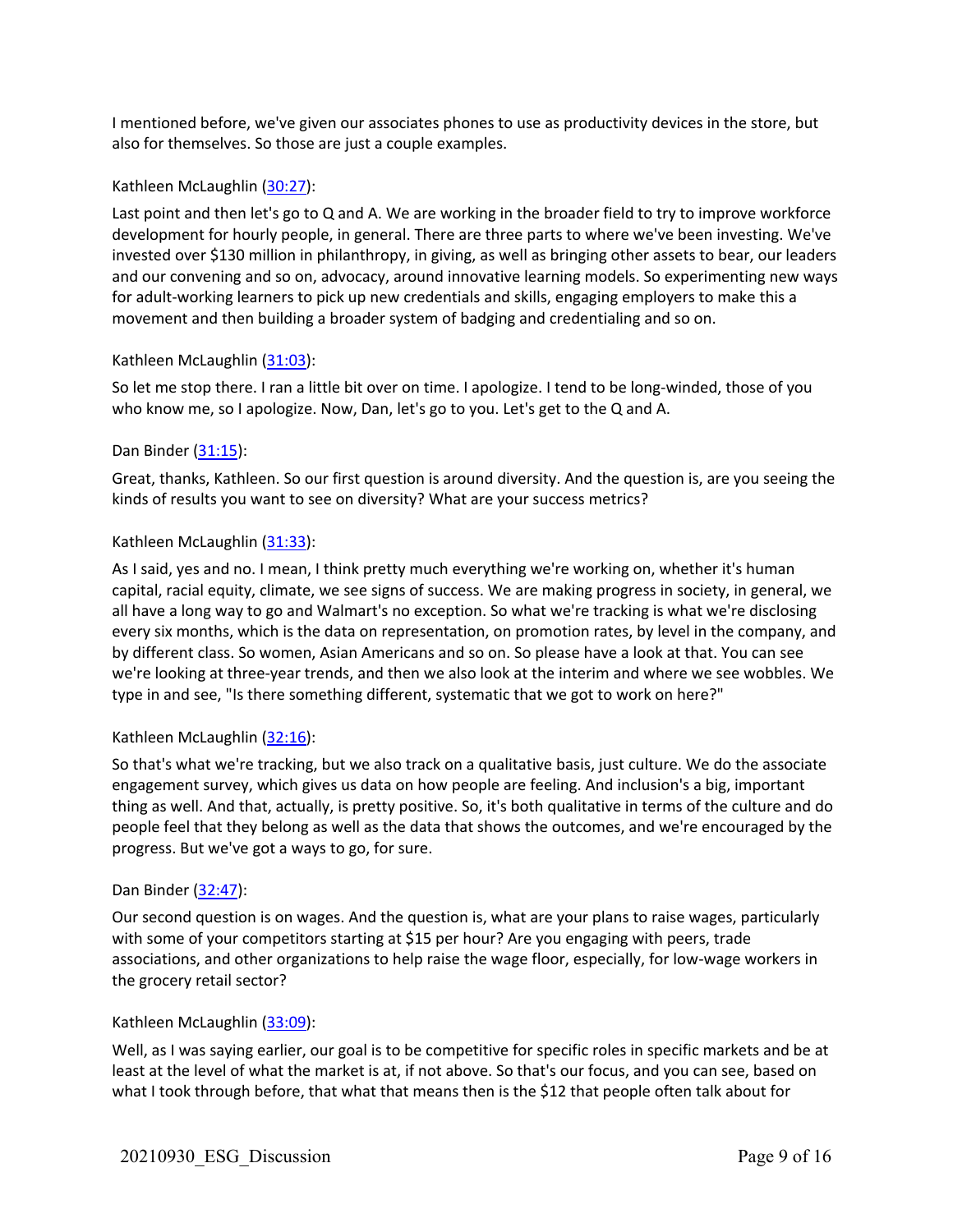I mentioned before, we've given our associates phones to use as productivity devices in the store, but also for themselves. So those are just a couple examples.

Kathleen McLaughlin ([30:27](#)):

Last point and then let's go to Q and A. We are working in the broader field to try to improve workforce development for hourly people, in general. There are three parts to where we've been investing. We've invested over $130 million in philanthropy, in giving, as well as bringing other assets to bear, our leaders and our convening and so on, advocacy, around innovative learning models. So experimenting new ways for adult-working learners to pick up new credentials and skills, engaging employers to make this a movement and then building a broader system of badging and credentialing and so on.

Kathleen McLaughlin ([31:03](#)):

So let me stop there. I ran a little bit over on time. I apologize. I tend to be long-winded, those of you who know me, so I apologize. Now, Dan, let's go to you. Let's get to the Q and A.

Dan Binder ([31:15](#)):

Great, thanks, Kathleen. So our first question is around diversity. And the question is, are you seeing the kinds of results you want to see on diversity? What are your success metrics?

Kathleen McLaughlin ([31:33](#)):

As I said, yes and no. I mean, I think pretty much everything we're working on, whether it's human capital, racial equity, climate, we see signs of success. We are making progress in society, in general, we all have a long way to go and Walmart's no exception. So what we're tracking is what we're disclosing every six months, which is the data on representation, on promotion rates, by level in the company, and by different class. So women, Asian Americans and so on. So please have a look at that. You can see we're looking at three-year trends, and then we also look at the interim and where we see wobbles. We type in and see, "Is there something different, systematic that we got to work on here?"

Kathleen McLaughlin ([32:16](#)):

So that's what we're tracking, but we also track on a qualitative basis, just culture. We do the associate engagement survey, which gives us data on how people are feeling. And inclusion's a big, important thing as well. And that, actually, is pretty positive. So, it's both qualitative in terms of the culture and do people feel that they belong as well as the data that shows the outcomes, and we're encouraged by the progress. But we've got a ways to go, for sure.

Dan Binder ([32:47](#)):

Our second question is on wages. And the question is, what are your plans to raise wages, particularly with some of your competitors starting at $15 per hour? Are you engaging with peers, trade associations, and other organizations to help raise the wage floor, especially, for low-wage workers in the grocery retail sector?

Kathleen McLaughlin ([33:09](#)):

Well, as I was saying earlier, our goal is to be competitive for specific roles in specific markets and be at least at the level of what the market is at, if not above. So that's our focus, and you can see, based on what I took through before, that what that means then is the $12 that people often talk about for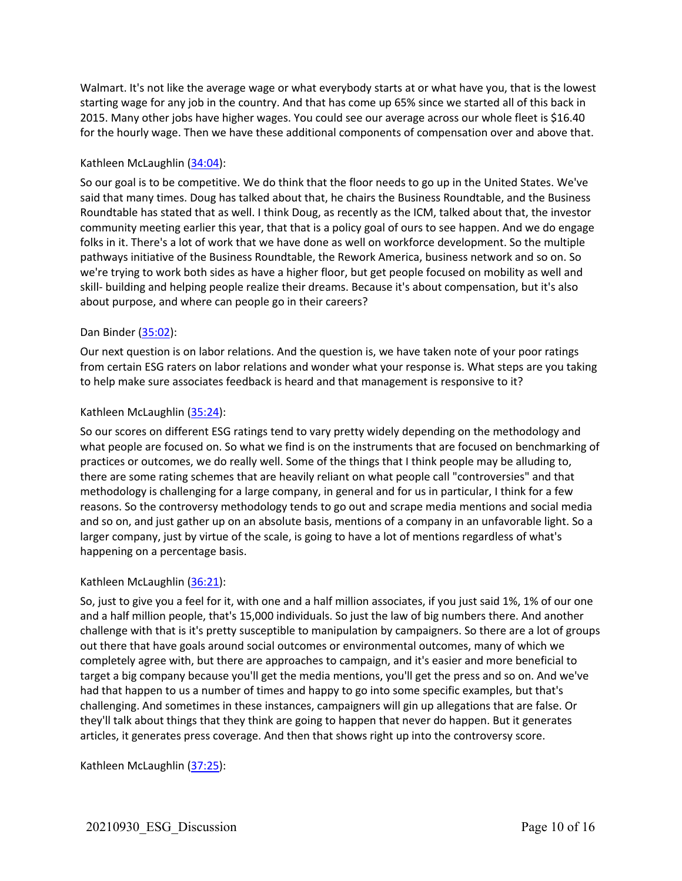Walmart. It's not like the average wage or what everybody starts at or what have you, that is the lowest starting wage for any job in the country. And that has come up 65% since we started all of this back in 2015. Many other jobs have higher wages. You could see our average across our whole fleet is $16.40 for the hourly wage. Then we have these additional components of compensation over and above that.

Kathleen McLaughlin ([34:04](#)):

So our goal is to be competitive. We do think that the floor needs to go up in the United States. We've said that many times. Doug has talked about that, he chairs the Business Roundtable, and the Business Roundtable has stated that as well. I think Doug, as recently as the ICM, talked about that, the investor community meeting earlier this year, that that is a policy goal of ours to see happen. And we do engage folks in it. There's a lot of work that we have done as well on workforce development. So the multiple pathways initiative of the Business Roundtable, the Rework America, business network and so on. So we're trying to work both sides as have a higher floor, but get people focused on mobility as well and skill- building and helping people realize their dreams. Because it's about compensation, but it's also about purpose, and where can people go in their careers?

Dan Binder ([35:02](#)):

Our next question is on labor relations. And the question is, we have taken note of your poor ratings from certain ESG raters on labor relations and wonder what your response is. What steps are you taking to help make sure associates feedback is heard and that management is responsive to it?

Kathleen McLaughlin ([35:24](#)):

So our scores on different ESG ratings tend to vary pretty widely depending on the methodology and what people are focused on. So what we find is on the instruments that are focused on benchmarking of practices or outcomes, we do really well. Some of the things that I think people may be alluding to, there are some rating schemes that are heavily reliant on what people call "controversies" and that methodology is challenging for a large company, in general and for us in particular, I think for a few reasons. So the controversy methodology tends to go out and scrape media mentions and social media and so on, and just gather up on an absolute basis, mentions of a company in an unfavorable light. So a larger company, just by virtue of the scale, is going to have a lot of mentions regardless of what's happening on a percentage basis.

Kathleen McLaughlin ([36:21](#)):

So, just to give you a feel for it, with one and a half million associates, if you just said 1%, 1% of our one and a half million people, that's 15,000 individuals. So just the law of big numbers there. And another challenge with that is it's pretty susceptible to manipulation by campaigners. So there are a lot of groups out there that have goals around social outcomes or environmental outcomes, many of which we completely agree with, but there are approaches to campaign, and it's easier and more beneficial to target a big company because you'll get the media mentions, you'll get the press and so on. And we've had that happen to us a number of times and happy to go into some specific examples, but that's challenging. And sometimes in these instances, campaigners will gin up allegations that are false. Or they'll talk about things that they think are going to happen that never do happen. But it generates articles, it generates press coverage. And then that shows right up into the controversy score.

Kathleen McLaughlin ([37:25](#)):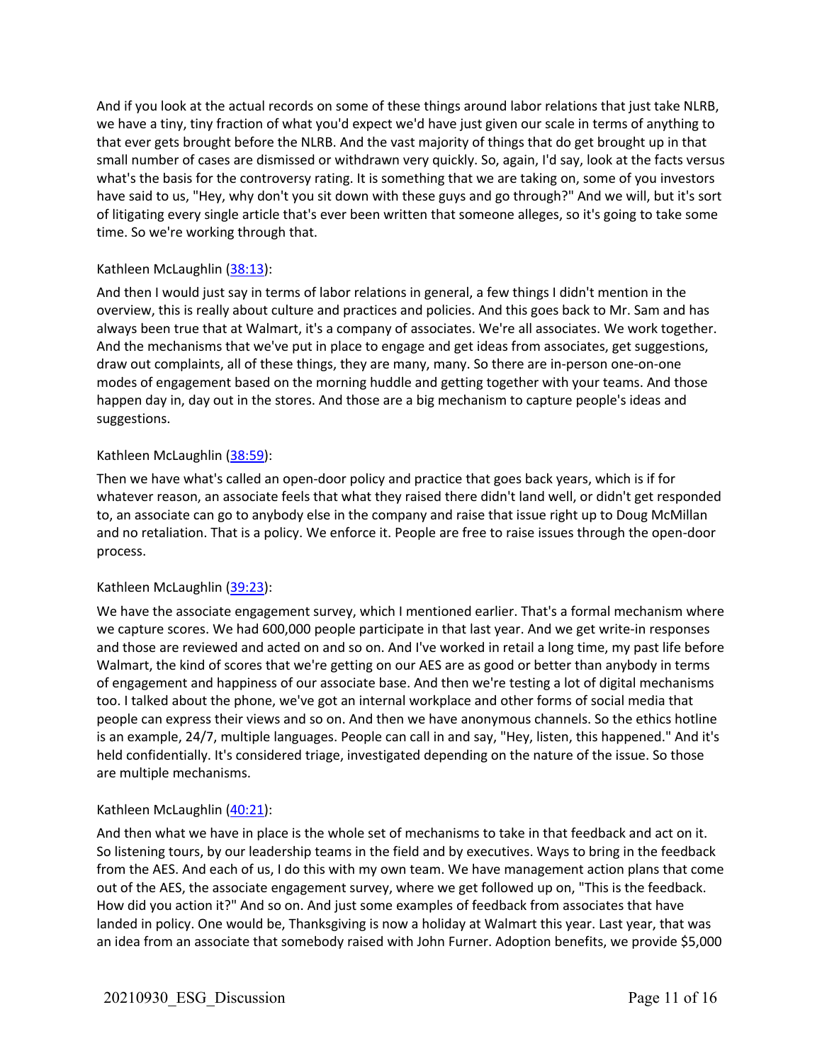And if you look at the actual records on some of these things around labor relations that just take NLRB, we have a tiny, tiny fraction of what you'd expect we'd have just given our scale in terms of anything to that ever gets brought before the NLRB. And the vast majority of things that do get brought up in that small number of cases are dismissed or withdrawn very quickly. So, again, I'd say, look at the facts versus what's the basis for the controversy rating. It is something that we are taking on, some of you investors have said to us, "Hey, why don't you sit down with these guys and go through?" And we will, but it's sort of litigating every single article that's ever been written that someone alleges, so it's going to take some time. So we're working through that.

Kathleen McLaughlin ([38:13]):

And then I would just say in terms of labor relations in general, a few things I didn't mention in the overview, this is really about culture and practices and policies. And this goes back to Mr. Sam and has always been true that at Walmart, it's a company of associates. We're all associates. We work together. And the mechanisms that we've put in place to engage and get ideas from associates, get suggestions, draw out complaints, all of these things, they are many, many. So there are in-person one-on-one modes of engagement based on the morning huddle and getting together with your teams. And those happen day in, day out in the stores. And those are a big mechanism to capture people's ideas and suggestions.

Kathleen McLaughlin ([38:59]):

Then we have what's called an open-door policy and practice that goes back years, which is if for whatever reason, an associate feels that what they raised there didn't land well, or didn't get responded to, an associate can go to anybody else in the company and raise that issue right up to Doug McMillan and no retaliation. That is a policy. We enforce it. People are free to raise issues through the open-door process.

Kathleen McLaughlin ([39:23]):

We have the associate engagement survey, which I mentioned earlier. That's a formal mechanism where we capture scores. We had 600,000 people participate in that last year. And we get write-in responses and those are reviewed and acted on and so on. And I've worked in retail a long time, my past life before Walmart, the kind of scores that we're getting on our AES are as good or better than anybody in terms of engagement and happiness of our associate base. And then we're testing a lot of digital mechanisms too. I talked about the phone, we've got an internal workplace and other forms of social media that people can express their views and so on. And then we have anonymous channels. So the ethics hotline is an example, 24/7, multiple languages. People can call in and say, "Hey, listen, this happened." And it's held confidentially. It's considered triage, investigated depending on the nature of the issue. So those are multiple mechanisms.

Kathleen McLaughlin ([40:21]):

And then what we have in place is the whole set of mechanisms to take in that feedback and act on it. So listening tours, by our leadership teams in the field and by executives. Ways to bring in the feedback from the AES. And each of us, I do this with my own team. We have management action plans that come out of the AES, the associate engagement survey, where we get followed up on, "This is the feedback. How did you action it?" And so on. And just some examples of feedback from associates that have landed in policy. One would be, Thanksgiving is now a holiday at Walmart this year. Last year, that was an idea from an associate that somebody raised with John Furner. Adoption benefits, we provide $5,000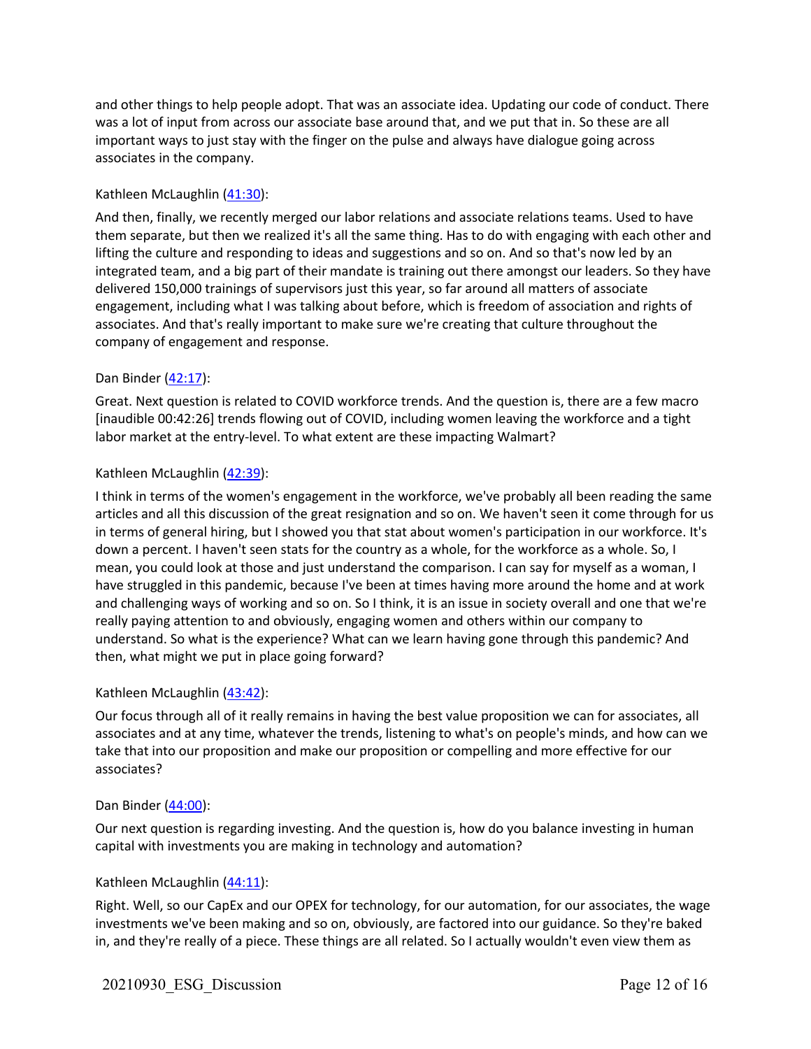and other things to help people adopt. That was an associate idea. Updating our code of conduct. There was a lot of input from across our associate base around that, and we put that in. So these are all important ways to just stay with the finger on the pulse and always have dialogue going across associates in the company.

Kathleen McLaughlin (41:30):

And then, finally, we recently merged our labor relations and associate relations teams. Used to have them separate, but then we realized it's all the same thing. Has to do with engaging with each other and lifting the culture and responding to ideas and suggestions and so on. And so that's now led by an integrated team, and a big part of their mandate is training out there amongst our leaders. So they have delivered 150,000 trainings of supervisors just this year, so far around all matters of associate engagement, including what I was talking about before, which is freedom of association and rights of associates. And that's really important to make sure we're creating that culture throughout the company of engagement and response.

Dan Binder (42:17):

Great. Next question is related to COVID workforce trends. And the question is, there are a few macro [inaudible 00:42:26] trends flowing out of COVID, including women leaving the workforce and a tight labor market at the entry-level. To what extent are these impacting Walmart?

Kathleen McLaughlin (42:39):

I think in terms of the women's engagement in the workforce, we've probably all been reading the same articles and all this discussion of the great resignation and so on. We haven't seen it come through for us in terms of general hiring, but I showed you that stat about women's participation in our workforce. It's down a percent. I haven't seen stats for the country as a whole, for the workforce as a whole. So, I mean, you could look at those and just understand the comparison. I can say for myself as a woman, I have struggled in this pandemic, because I've been at times having more around the home and at work and challenging ways of working and so on. So I think, it is an issue in society overall and one that we're really paying attention to and obviously, engaging women and others within our company to understand. So what is the experience? What can we learn having gone through this pandemic? And then, what might we put in place going forward?

Kathleen McLaughlin (43:42):

Our focus through all of it really remains in having the best value proposition we can for associates, all associates and at any time, whatever the trends, listening to what's on people's minds, and how can we take that into our proposition and make our proposition or compelling and more effective for our associates?

Dan Binder (44:00):

Our next question is regarding investing. And the question is, how do you balance investing in human capital with investments you are making in technology and automation?

Kathleen McLaughlin (44:11):

Right. Well, so our CapEx and our OPEX for technology, for our automation, for our associates, the wage investments we've been making and so on, obviously, are factored into our guidance. So they're baked in, and they're really of a piece. These things are all related. So I actually wouldn't even view them as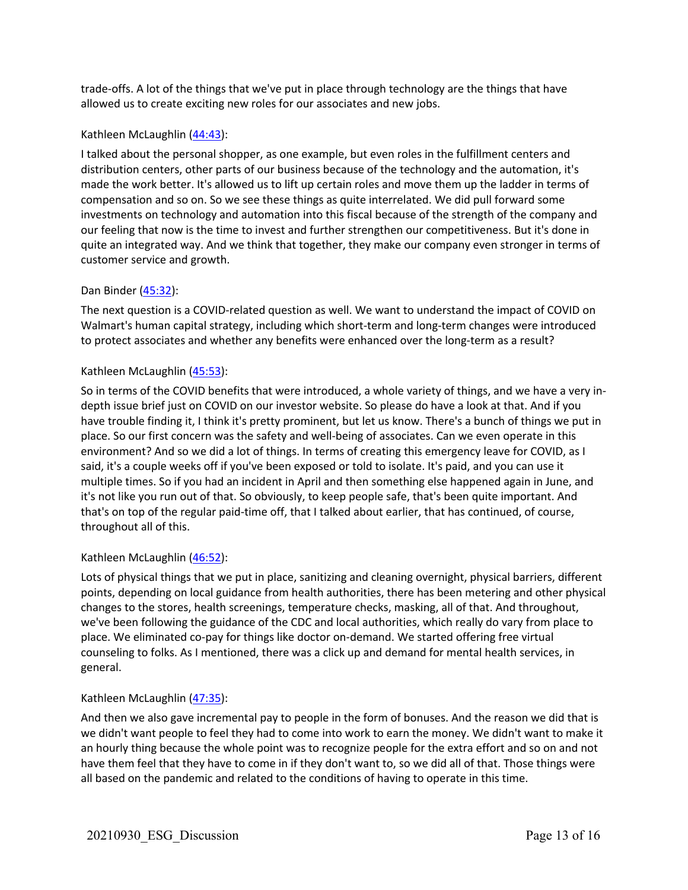trade-offs. A lot of the things that we've put in place through technology are the things that have allowed us to create exciting new roles for our associates and new jobs.

Kathleen McLaughlin ([44:43](#)):

I talked about the personal shopper, as one example, but even roles in the fulfillment centers and distribution centers, other parts of our business because of the technology and the automation, it's made the work better. It's allowed us to lift up certain roles and move them up the ladder in terms of compensation and so on. So we see these things as quite interrelated. We did pull forward some investments on technology and automation into this fiscal because of the strength of the company and our feeling that now is the time to invest and further strengthen our competitiveness. But it's done in quite an integrated way. And we think that together, they make our company even stronger in terms of customer service and growth.

Dan Binder ([45:32](#)):

The next question is a COVID-related question as well. We want to understand the impact of COVID on Walmart's human capital strategy, including which short-term and long-term changes were introduced to protect associates and whether any benefits were enhanced over the long-term as a result?

Kathleen McLaughlin ([45:53](#)):

So in terms of the COVID benefits that were introduced, a whole variety of things, and we have a very in-depth issue brief just on COVID on our investor website. So please do have a look at that. And if you have trouble finding it, I think it's pretty prominent, but let us know. There's a bunch of things we put in place. So our first concern was the safety and well-being of associates. Can we even operate in this environment? And so we did a lot of things. In terms of creating this emergency leave for COVID, as I said, it's a couple weeks off if you've been exposed or told to isolate. It's paid, and you can use it multiple times. So if you had an incident in April and then something else happened again in June, and it's not like you run out of that. So obviously, to keep people safe, that's been quite important. And that's on top of the regular paid-time off, that I talked about earlier, that has continued, of course, throughout all of this.

Kathleen McLaughlin ([46:52](#)):

Lots of physical things that we put in place, sanitizing and cleaning overnight, physical barriers, different points, depending on local guidance from health authorities, there has been metering and other physical changes to the stores, health screenings, temperature checks, masking, all of that. And throughout, we've been following the guidance of the CDC and local authorities, which really do vary from place to place. We eliminated co-pay for things like doctor on-demand. We started offering free virtual counseling to folks. As I mentioned, there was a click up and demand for mental health services, in general.

Kathleen McLaughlin ([47:35](#)):

And then we also gave incremental pay to people in the form of bonuses. And the reason we did that is we didn't want people to feel they had to come into work to earn the money. We didn't want to make it an hourly thing because the whole point was to recognize people for the extra effort and so on and not have them feel that they have to come in if they don't want to, so we did all of that. Those things were all based on the pandemic and related to the conditions of having to operate in this time.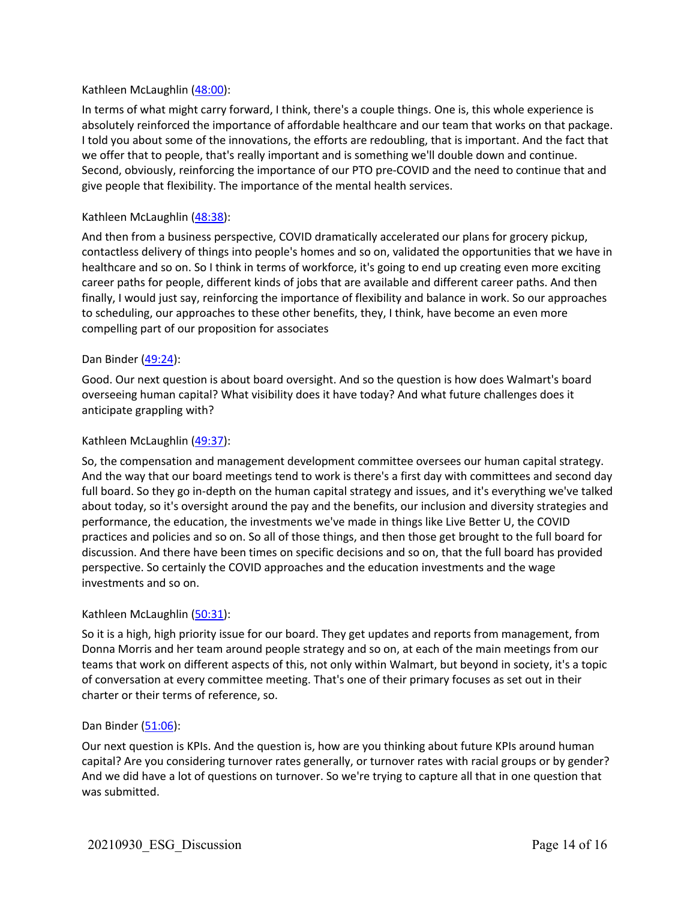Kathleen McLaughlin ([48:00]()):

In terms of what might carry forward, I think, there's a couple things. One is, this whole experience is absolutely reinforced the importance of affordable healthcare and our team that works on that package. I told you about some of the innovations, the efforts are redoubling, that is important. And the fact that we offer that to people, that's really important and is something we'll double down and continue. Second, obviously, reinforcing the importance of our PTO pre-COVID and the need to continue that and give people that flexibility. The importance of the mental health services.

Kathleen McLaughlin ([48:38]()):

And then from a business perspective, COVID dramatically accelerated our plans for grocery pickup, contactless delivery of things into people's homes and so on, validated the opportunities that we have in healthcare and so on. So I think in terms of workforce, it's going to end up creating even more exciting career paths for people, different kinds of jobs that are available and different career paths. And then finally, I would just say, reinforcing the importance of flexibility and balance in work. So our approaches to scheduling, our approaches to these other benefits, they, I think, have become an even more compelling part of our proposition for associates

Dan Binder ([49:24]()):

Good. Our next question is about board oversight. And so the question is how does Walmart's board overseeing human capital? What visibility does it have today? And what future challenges does it anticipate grappling with?

Kathleen McLaughlin ([49:37]()):

So, the compensation and management development committee oversees our human capital strategy. And the way that our board meetings tend to work is there's a first day with committees and second day full board. So they go in-depth on the human capital strategy and issues, and it's everything we've talked about today, so it's oversight around the pay and the benefits, our inclusion and diversity strategies and performance, the education, the investments we've made in things like Live Better U, the COVID practices and policies and so on. So all of those things, and then those get brought to the full board for discussion. And there have been times on specific decisions and so on, that the full board has provided perspective. So certainly the COVID approaches and the education investments and the wage investments and so on.

Kathleen McLaughlin ([50:31]()):

So it is a high, high priority issue for our board. They get updates and reports from management, from Donna Morris and her team around people strategy and so on, at each of the main meetings from our teams that work on different aspects of this, not only within Walmart, but beyond in society, it's a topic of conversation at every committee meeting. That's one of their primary focuses as set out in their charter or their terms of reference, so.

Dan Binder ([51:06]()):

Our next question is KPIs. And the question is, how are you thinking about future KPIs around human capital? Are you considering turnover rates generally, or turnover rates with racial groups or by gender? And we did have a lot of questions on turnover. So we're trying to capture all that in one question that was submitted.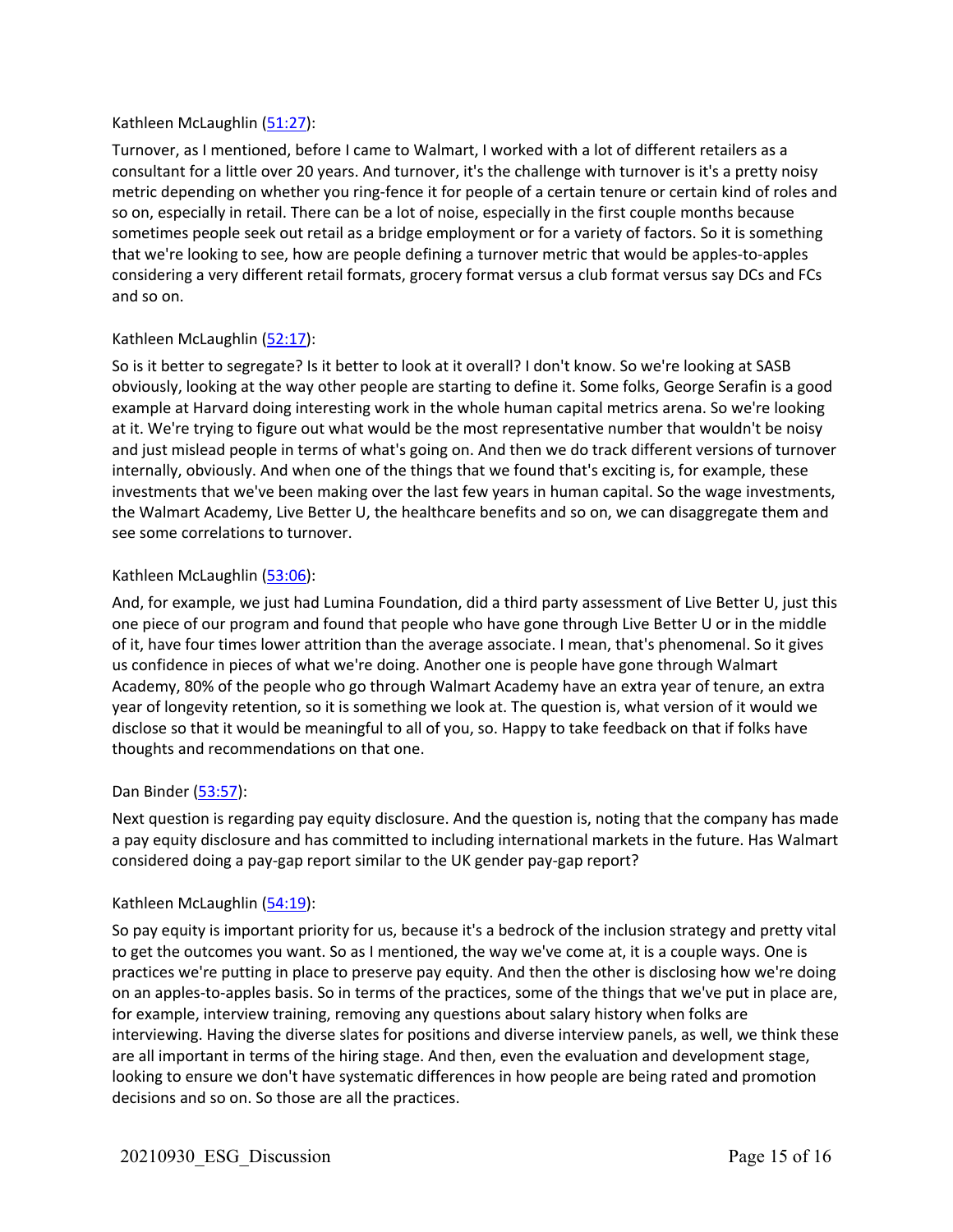Kathleen McLaughlin (51:27):

Turnover, as I mentioned, before I came to Walmart, I worked with a lot of different retailers as a consultant for a little over 20 years. And turnover, it's the challenge with turnover is it's a pretty noisy metric depending on whether you ring-fence it for people of a certain tenure or certain kind of roles and so on, especially in retail. There can be a lot of noise, especially in the first couple months because sometimes people seek out retail as a bridge employment or for a variety of factors. So it is something that we're looking to see, how are people defining a turnover metric that would be apples-to-apples considering a very different retail formats, grocery format versus a club format versus say DCs and FCs and so on.

Kathleen McLaughlin (52:17):

So is it better to segregate? Is it better to look at it overall? I don't know. So we're looking at SASB obviously, looking at the way other people are starting to define it. Some folks, George Serafin is a good example at Harvard doing interesting work in the whole human capital metrics arena. So we're looking at it. We're trying to figure out what would be the most representative number that wouldn't be noisy and just mislead people in terms of what's going on. And then we do track different versions of turnover internally, obviously. And when one of the things that we found that's exciting is, for example, these investments that we've been making over the last few years in human capital. So the wage investments, the Walmart Academy, Live Better U, the healthcare benefits and so on, we can disaggregate them and see some correlations to turnover.

Kathleen McLaughlin (53:06):

And, for example, we just had Lumina Foundation, did a third party assessment of Live Better U, just this one piece of our program and found that people who have gone through Live Better U or in the middle of it, have four times lower attrition than the average associate. I mean, that's phenomenal. So it gives us confidence in pieces of what we're doing. Another one is people have gone through Walmart Academy, 80% of the people who go through Walmart Academy have an extra year of tenure, an extra year of longevity retention, so it is something we look at. The question is, what version of it would we disclose so that it would be meaningful to all of you, so. Happy to take feedback on that if folks have thoughts and recommendations on that one.

Dan Binder (53:57):

Next question is regarding pay equity disclosure. And the question is, noting that the company has made a pay equity disclosure and has committed to including international markets in the future. Has Walmart considered doing a pay-gap report similar to the UK gender pay-gap report?

Kathleen McLaughlin (54:19):

So pay equity is important priority for us, because it's a bedrock of the inclusion strategy and pretty vital to get the outcomes you want. So as I mentioned, the way we've come at, it is a couple ways. One is practices we're putting in place to preserve pay equity. And then the other is disclosing how we're doing on an apples-to-apples basis. So in terms of the practices, some of the things that we've put in place are, for example, interview training, removing any questions about salary history when folks are interviewing. Having the diverse slates for positions and diverse interview panels, as well, we think these are all important in terms of the hiring stage. And then, even the evaluation and development stage, looking to ensure we don't have systematic differences in how people are being rated and promotion decisions and so on. So those are all the practices.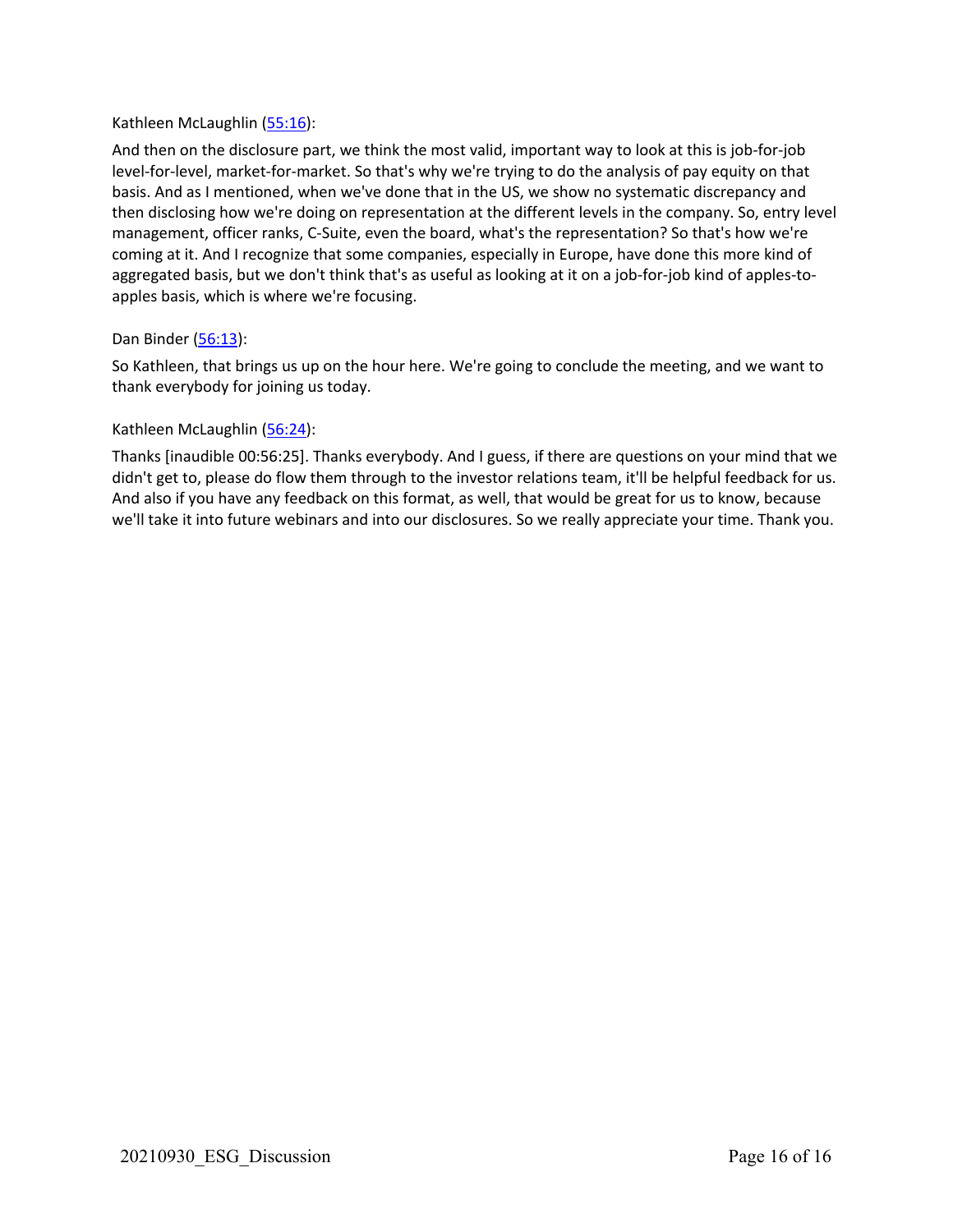Kathleen McLaughlin (55:16):

And then on the disclosure part, we think the most valid, important way to look at this is job-for-job level-for-level, market-for-market. So that's why we're trying to do the analysis of pay equity on that basis. And as I mentioned, when we've done that in the US, we show no systematic discrepancy and then disclosing how we're doing on representation at the different levels in the company. So, entry level management, officer ranks, C-Suite, even the board, what's the representation? So that's how we're coming at it. And I recognize that some companies, especially in Europe, have done this more kind of aggregated basis, but we don't think that's as useful as looking at it on a job-for-job kind of apples-to-apples basis, which is where we're focusing.

Dan Binder (56:13):

So Kathleen, that brings us up on the hour here. We're going to conclude the meeting, and we want to thank everybody for joining us today.

Kathleen McLaughlin (56:24):

Thanks [inaudible 00:56:25]. Thanks everybody. And I guess, if there are questions on your mind that we didn't get to, please do flow them through to the investor relations team, it'll be helpful feedback for us. And also if you have any feedback on this format, as well, that would be great for us to know, because we'll take it into future webinars and into our disclosures. So we really appreciate your time. Thank you.